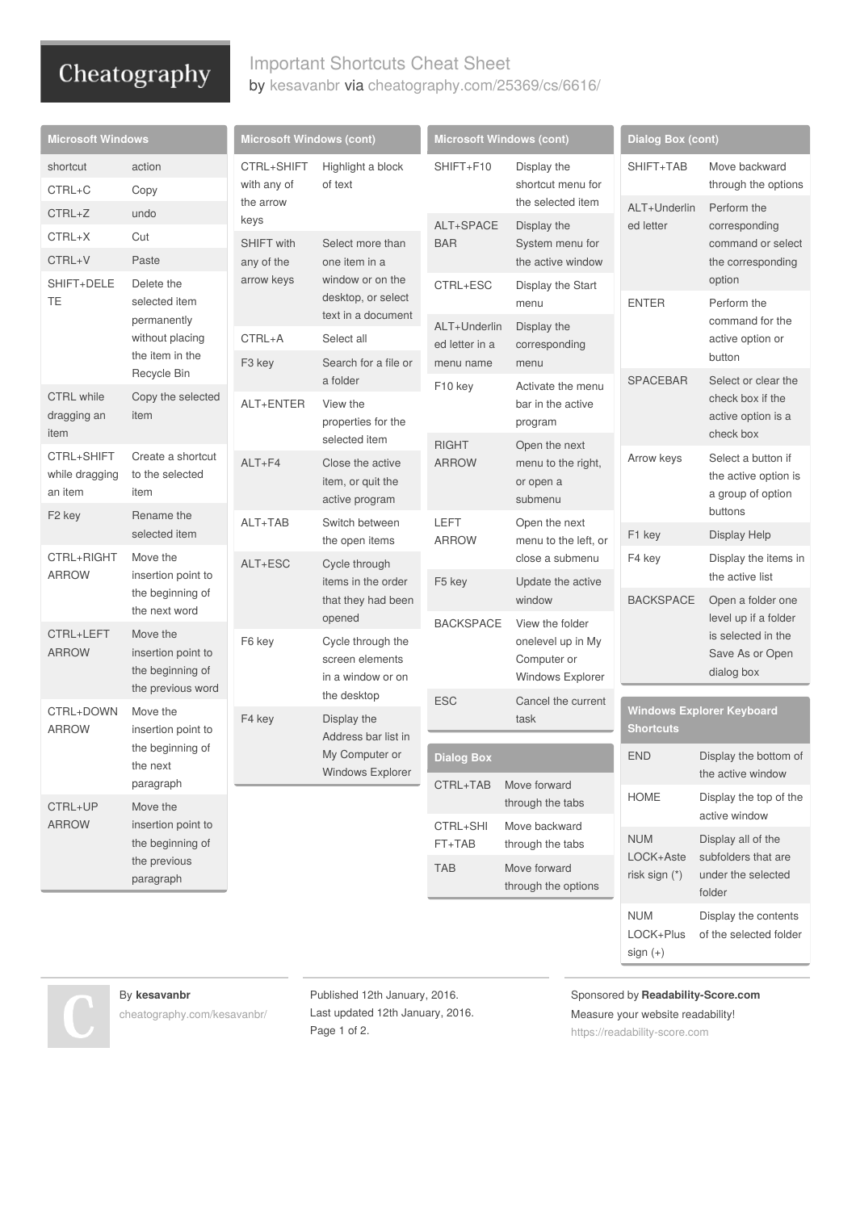# Important Shortcuts Cheat Sheet

by kesavanbr via cheatography.com/25369/cs/6616/

## Microsoft Windows

| shortcut | action |
|---|---|
| CTRL+C | Copy |
| CTRL+Z | undo |
| CTRL+X | Cut |
| CTRL+V | Paste |
| SHIFT+DELETE | Delete the selected item permanently without placing the item in the Recycle Bin |
| CTRL while dragging an item | Copy the selected item |
| CTRL+SHIFT while dragging an item | Create a shortcut to the selected item |
| F2 key | Rename the selected item |
| CTRL+RIGHT ARROW | Move the insertion point to the beginning of the next word |
| CTRL+LEFT ARROW | Move the insertion point to the beginning of the previous word |
| CTRL+DOWN ARROW | Move the insertion point to the beginning of the next paragraph |
| CTRL+UP ARROW | Move the insertion point to the beginning of the previous paragraph |

## Microsoft Windows (cont)

| | |
|---|---|
| CTRL+SHIFT with any of the arrow keys | Highlight a block of text |
| SHIFT with any of the arrow keys | Select more than one item in a window or on the desktop, or select text in a document |
| CTRL+A | Select all |
| F3 key | Search for a file or a folder |
| ALT+ENTER | View the properties for the selected item |
| ALT+F4 | Close the active item, or quit the active program |
| ALT+TAB | Switch between the open items |
| ALT+ESC | Cycle through items in the order that they had been opened |
| F6 key | Cycle through the screen elements in a window or on the desktop |
| F4 key | Display the Address bar list in My Computer or Windows Explorer |

## Microsoft Windows (cont)

| | |
|---|---|
| SHIFT+F10 | Display the shortcut menu for the selected item |
| ALT+SPACE BAR | Display the System menu for the active window |
| CTRL+ESC | Display the Start menu |
| ALT+Underlined letter in a menu name | Display the corresponding menu |
| F10 key | Activate the menu bar in the active program |
| RIGHT ARROW | Open the next menu to the right, or open a submenu |
| LEFT ARROW | Open the next menu to the left, or close a submenu |
| F5 key | Update the active window |
| BACKSPACE | View the folder onelevel up in My Computer or Windows Explorer |
| ESC | Cancel the current task |

## Dialog Box

| | |
|---|---|
| CTRL+TAB | Move forward through the tabs |
| CTRL+SHIFT+TAB | Move backward through the tabs |
| TAB | Move forward through the options |

## Dialog Box (cont)

| | |
|---|---|
| SHIFT+TAB | Move backward through the options |
| ALT+Underlined letter | Perform the corresponding command or select the corresponding option |
| ENTER | Perform the command for the active option or button |
| SPACEBAR | Select or clear the check box if the active option is a check box |
| Arrow keys | Select a button if the active option is a group of option buttons |
| F1 key | Display Help |
| F4 key | Display the items in the active list |
| BACKSPACE | Open a folder one level up if a folder is selected in the Save As or Open dialog box |

## Windows Explorer Keyboard Shortcuts

| | |
|---|---|
| END | Display the bottom of the active window |
| HOME | Display the top of the active window |
| NUM LOCK+Asterisk sign (*) | Display all of the subfolders that are under the selected folder |
| NUM LOCK+Plus sign (+) | Display the contents of the selected folder |

By **kesavanbr**
cheatography.com/kesavanbr/

Published 12th January, 2016.
Last updated 12th January, 2016.

Sponsored by **Readability-Score.com**
Measure your website readability!
https://readability-score.com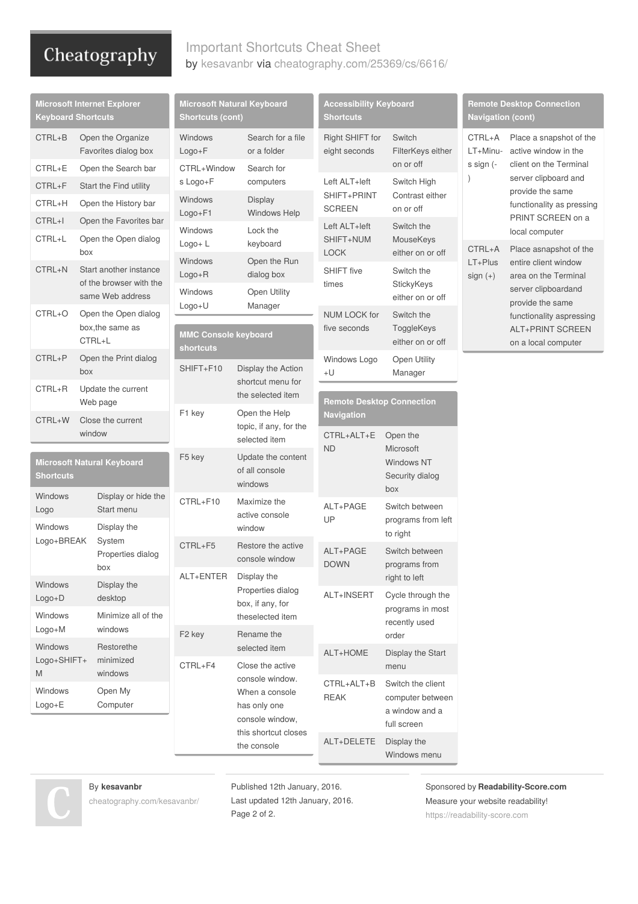# Important Shortcuts Cheat Sheet

by kesavanbr via cheatography.com/25369/cs/6616/

## Microsoft Internet Explorer Keyboard Shortcuts

| | |
|---|---|
| CTRL+B | Open the Organize Favorites dialog box |
| CTRL+E | Open the Search bar |
| CTRL+F | Start the Find utility |
| CTRL+H | Open the History bar |
| CTRL+I | Open the Favorites bar |
| CTRL+L | Open the Open dialog box |
| CTRL+N | Start another instance of the browser with the same Web address |
| CTRL+O | Open the Open dialog box,the same as CTRL+L |
| CTRL+P | Open the Print dialog box |
| CTRL+R | Update the current Web page |
| CTRL+W | Close the current window |

## Microsoft Natural Keyboard Shortcuts

| | |
|---|---|
| Windows Logo | Display or hide the Start menu |
| Windows Logo+BREAK | Display the System Properties dialog box |
| Windows Logo+D | Display the desktop |
| Windows Logo+M | Minimize all of the windows |
| Windows Logo+SHIFT+M | Restorethe minimized windows |
| Windows Logo+E | Open My Computer |

## Microsoft Natural Keyboard Shortcuts (cont)

| | |
|---|---|
| Windows Logo+F | Search for a file or a folder |
| CTRL+Windows Logo+F | Search for computers |
| Windows Logo+F1 | Display Windows Help |
| Windows Logo+ L | Lock the keyboard |
| Windows Logo+R | Open the Run dialog box |
| Windows Logo+U | Open Utility Manager |

## MMC Console keyboard shortcuts

| | |
|---|---|
| SHIFT+F10 | Display the Action shortcut menu for the selected item |
| F1 key | Open the Help topic, if any, for the selected item |
| F5 key | Update the content of all console windows |
| CTRL+F10 | Maximize the active console window |
| CTRL+F5 | Restore the active console window |
| ALT+ENTER | Display the Properties dialog box, if any, for theselected item |
| F2 key | Rename the selected item |
| CTRL+F4 | Close the active console window. When a console has only one console window, this shortcut closes the console |

## Accessibility Keyboard Shortcuts

| | |
|---|---|
| Right SHIFT for eight seconds | Switch FilterKeys either on or off |
| Left ALT+left SHIFT+PRINT SCREEN | Switch High Contrast either on or off |
| Left ALT+left SHIFT+NUM LOCK | Switch the MouseKeys either on or off |
| SHIFT five times | Switch the StickyKeys either on or off |
| NUM LOCK for five seconds | Switch the ToggleKeys either on or off |
| Windows Logo +U | Open Utility Manager |

## Remote Desktop Connection Navigation

| | |
|---|---|
| CTRL+ALT+END | Open the Microsoft Windows NT Security dialog box |
| ALT+PAGE UP | Switch between programs from left to right |
| ALT+PAGE DOWN | Switch between programs from right to left |
| ALT+INSERT | Cycle through the programs in most recently used order |
| ALT+HOME | Display the Start menu |
| CTRL+ALT+BREAK | Switch the client computer between a window and a full screen |
| ALT+DELETE | Display the Windows menu |

## Remote Desktop Connection Navigation (cont)

| | |
|---|---|
| CTRL+ALT+Minus sign (-) | Place a snapshot of the active window in the client on the Terminal server clipboard and provide the same functionality as pressing PRINT SCREEN on a local computer |
| CTRL+ALT+Plus sign (+) | Place asnapshot of the entire client window area on the Terminal server clipboardand provide the same functionality aspressing ALT+PRINT SCREEN on a local computer |

By **kesavanbr**
cheatography.com/kesavanbr/

Published 12th January, 2016.
Last updated 12th January, 2016.

Sponsored by **Readability-Score.com**
Measure your website readability!
https://readability-score.com